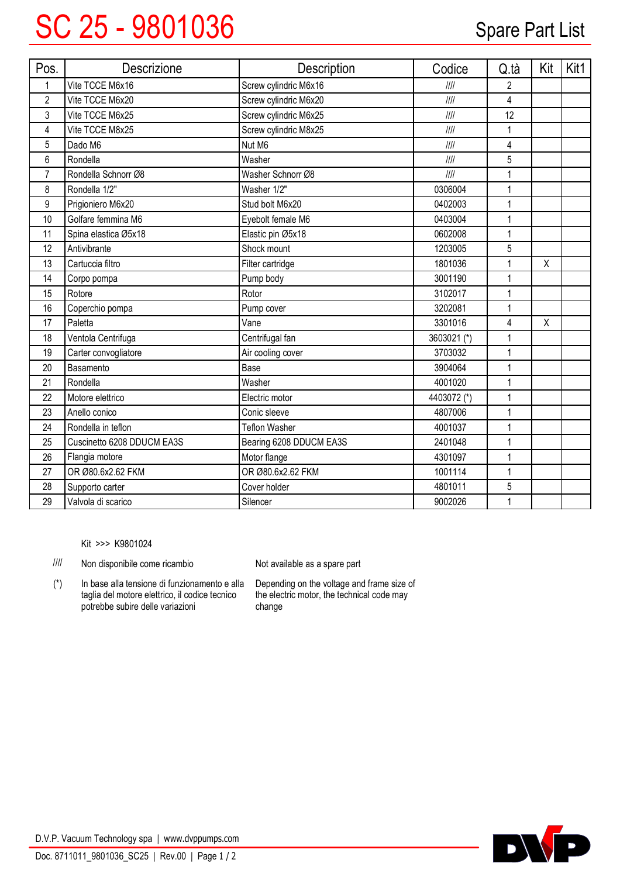# SC 25 - 9801036

## Spare Part List

| Pos. | Descrizione | Description | Codice | Q.tà | Kit | Kit1 |
|---|---|---|---|---|---|---|
| 1 | Vite TCCE M6x16 | Screw cylindric M6x16 | //// | 2 | | |
| 2 | Vite TCCE M6x20 | Screw cylindric M6x20 | //// | 4 | | |
| 3 | Vite TCCE M6x25 | Screw cylindric M6x25 | //// | 12 | | |
| 4 | Vite TCCE M8x25 | Screw cylindric M8x25 | //// | 1 | | |
| 5 | Dado M6 | Nut M6 | //// | 4 | | |
| 6 | Rondella | Washer | //// | 5 | | |
| 7 | Rondella Schnorr Ø8 | Washer Schnorr Ø8 | //// | 1 | | |
| 8 | Rondella 1/2" | Washer 1/2" | 0306004 | 1 | | |
| 9 | Prigioniero M6x20 | Stud bolt M6x20 | 0402003 | 1 | | |
| 10 | Golfare femmina M6 | Eyebolt female M6 | 0403004 | 1 | | |
| 11 | Spina elastica Ø5x18 | Elastic pin Ø5x18 | 0602008 | 1 | | |
| 12 | Antivibrante | Shock mount | 1203005 | 5 | | |
| 13 | Cartuccia filtro | Filter cartridge | 1801036 | 1 | X | |
| 14 | Corpo pompa | Pump body | 3001190 | 1 | | |
| 15 | Rotore | Rotor | 3102017 | 1 | | |
| 16 | Coperchio pompa | Pump cover | 3202081 | 1 | | |
| 17 | Paletta | Vane | 3301016 | 4 | X | |
| 18 | Ventola Centrifuga | Centrifugal fan | 3603021 (*) | 1 | | |
| 19 | Carter convogliatore | Air cooling cover | 3703032 | 1 | | |
| 20 | Basamento | Base | 3904064 | 1 | | |
| 21 | Rondella | Washer | 4001020 | 1 | | |
| 22 | Motore elettrico | Electric motor | 4403072 (*) | 1 | | |
| 23 | Anello conico | Conic sleeve | 4807006 | 1 | | |
| 24 | Rondella in teflon | Teflon Washer | 4001037 | 1 | | |
| 25 | Cuscinetto 6208 DDUCM EA3S | Bearing 6208 DDUCM EA3S | 2401048 | 1 | | |
| 26 | Flangia motore | Motor flange | 4301097 | 1 | | |
| 27 | OR Ø80.6x2.62 FKM | OR Ø80.6x2.62 FKM | 1001114 | 1 | | |
| 28 | Supporto carter | Cover holder | 4801011 | 5 | | |
| 29 | Valvola di scarico | Silencer | 9002026 | 1 | | |

Kit >>> K9801024

//// Non disponibile come ricambio — Not available as a spare part

(*) In base alla tensione di funzionamento e alla taglia del motore elettrico, il codice tecnico potrebbe subire delle variazioni — Depending on the voltage and frame size of the electric motor, the technical code may change

D.V.P. Vacuum Technology spa | www.dvppumps.com

Doc. 8711011_9801036_SC25 | Rev.00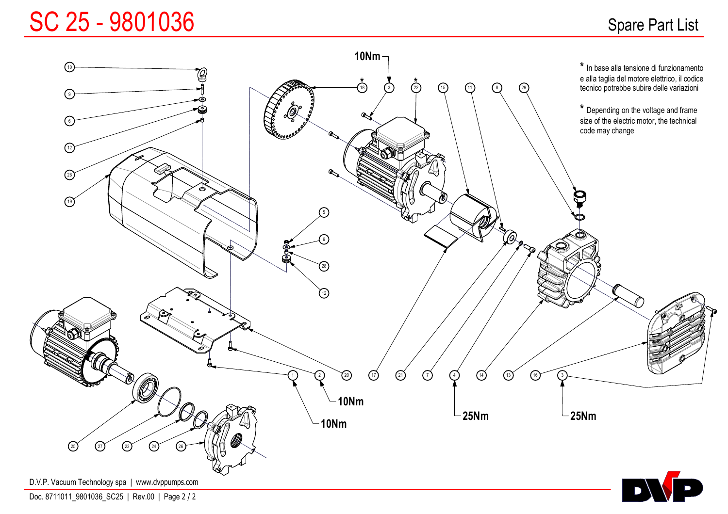# SC 25 - 9801036

Spare Part List

\* In base alla tensione di funzionamento e alla taglia del motore elettrico, il codice tecnico potrebbe subire delle variazioni

\* Depending on the voltage and frame size of the electric motor, the technical code may change

10Nm

10Nm

10Nm

25Nm

25Nm

10 9 6 12 28 19 18 3 22 15 11 8 29 5 6 28 12 1 2 20 17 21 7 4 14 13 16 3 25 27 23 24 26

D.V.P. Vacuum Technology spa | www.dvppumps.com

Doc. 8711011_9801036_SC25 | Rev.00